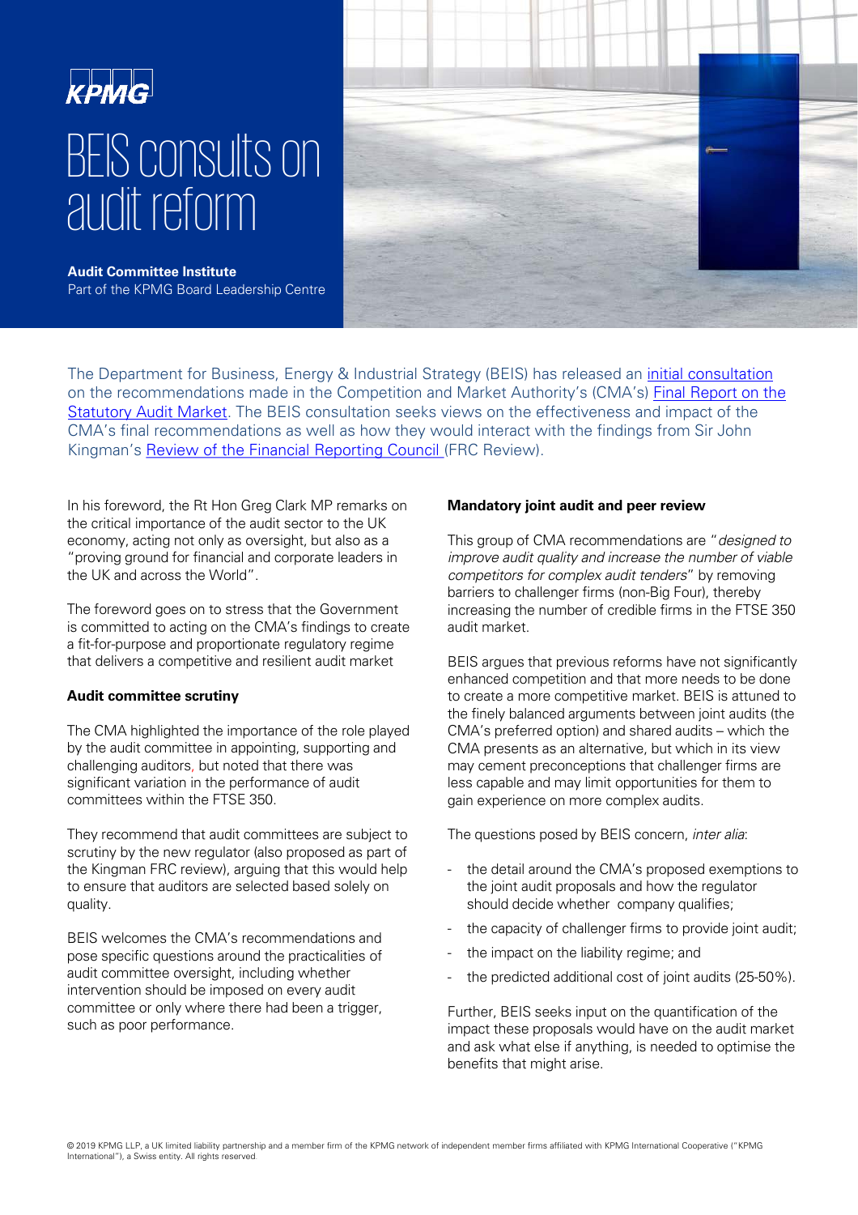KPMG

# BEIS consults on audit reform

**Audit Committee Institute**
Part of the KPMG Board Leadership Centre

The Department for Business, Energy & Industrial Strategy (BEIS) has released an initial consultation on the recommendations made in the Competition and Market Authority's (CMA's) Final Report on the Statutory Audit Market. The BEIS consultation seeks views on the effectiveness and impact of the CMA's final recommendations as well as how they would interact with the findings from Sir John Kingman's Review of the Financial Reporting Council (FRC Review).

In his foreword, the Rt Hon Greg Clark MP remarks on the critical importance of the audit sector to the UK economy, acting not only as oversight, but also as a "proving ground for financial and corporate leaders in the UK and across the World".

The foreword goes on to stress that the Government is committed to acting on the CMA's findings to create a fit-for-purpose and proportionate regulatory regime that delivers a competitive and resilient audit market

**Audit committee scrutiny**

The CMA highlighted the importance of the role played by the audit committee in appointing, supporting and challenging auditors, but noted that there was significant variation in the performance of audit committees within the FTSE 350.

They recommend that audit committees are subject to scrutiny by the new regulator (also proposed as part of the Kingman FRC review), arguing that this would help to ensure that auditors are selected based solely on quality.

BEIS welcomes the CMA's recommendations and pose specific questions around the practicalities of audit committee oversight, including whether intervention should be imposed on every audit committee or only where there had been a trigger, such as poor performance.

**Mandatory joint audit and peer review**

This group of CMA recommendations are "*designed to improve audit quality and increase the number of viable competitors for complex audit tenders*" by removing barriers to challenger firms (non-Big Four), thereby increasing the number of credible firms in the FTSE 350 audit market.

BEIS argues that previous reforms have not significantly enhanced competition and that more needs to be done to create a more competitive market. BEIS is attuned to the finely balanced arguments between joint audits (the CMA's preferred option) and shared audits – which the CMA presents as an alternative, but which in its view may cement preconceptions that challenger firms are less capable and may limit opportunities for them to gain experience on more complex audits.

The questions posed by BEIS concern, *inter alia*:

- the detail around the CMA's proposed exemptions to the joint audit proposals and how the regulator should decide whether company qualifies;
- the capacity of challenger firms to provide joint audit;
- the impact on the liability regime; and
- the predicted additional cost of joint audits (25-50%).

Further, BEIS seeks input on the quantification of the impact these proposals would have on the audit market and ask what else if anything, is needed to optimise the benefits that might arise.

© 2019 KPMG LLP, a UK limited liability partnership and a member firm of the KPMG network of independent member firms affiliated with KPMG International Cooperative ("KPMG International"), a Swiss entity. All rights reserved.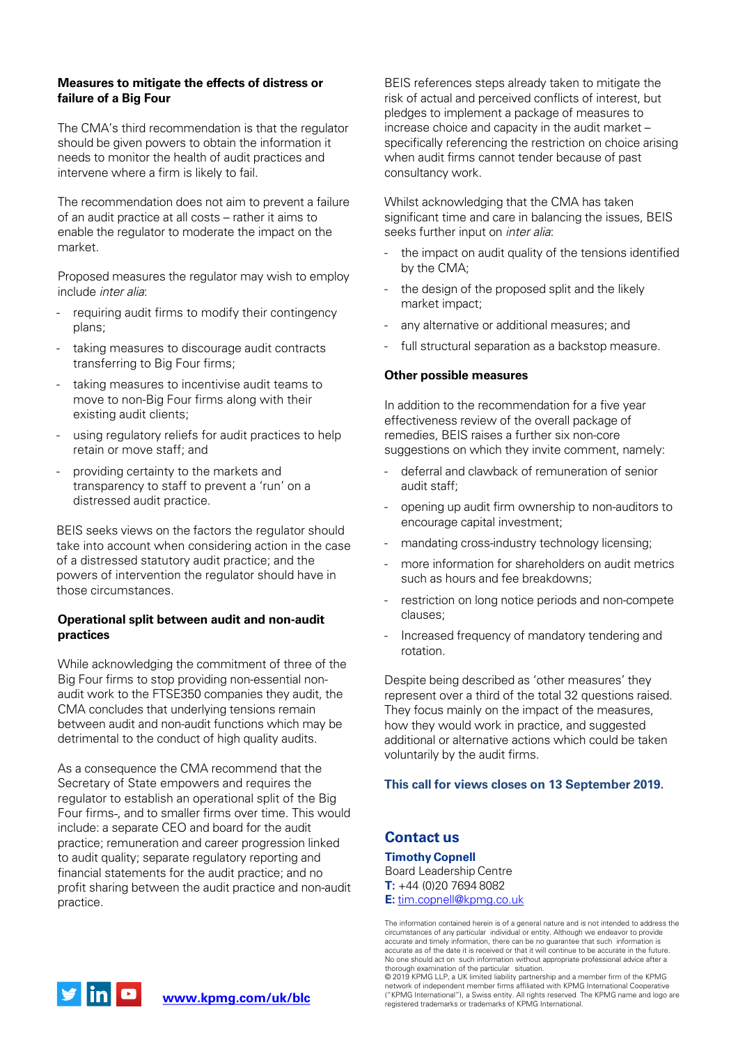**Measures to mitigate the effects of distress or failure of a Big Four**

The CMA's third recommendation is that the regulator should be given powers to obtain the information it needs to monitor the health of audit practices and intervene where a firm is likely to fail.

The recommendation does not aim to prevent a failure of an audit practice at all costs – rather it aims to enable the regulator to moderate the impact on the market.

Proposed measures the regulator may wish to employ include *inter alia*:

- requiring audit firms to modify their contingency plans;
- taking measures to discourage audit contracts transferring to Big Four firms;
- taking measures to incentivise audit teams to move to non-Big Four firms along with their existing audit clients;
- using regulatory reliefs for audit practices to help retain or move staff; and
- providing certainty to the markets and transparency to staff to prevent a 'run' on a distressed audit practice.

BEIS seeks views on the factors the regulator should take into account when considering action in the case of a distressed statutory audit practice; and the powers of intervention the regulator should have in those circumstances.

**Operational split between audit and non-audit practices**

While acknowledging the commitment of three of the Big Four firms to stop providing non-essential non-audit work to the FTSE350 companies they audit, the CMA concludes that underlying tensions remain between audit and non-audit functions which may be detrimental to the conduct of high quality audits.

As a consequence the CMA recommend that the Secretary of State empowers and requires the regulator to establish an operational split of the Big Four firms-, and to smaller firms over time. This would include: a separate CEO and board for the audit practice; remuneration and career progression linked to audit quality; separate regulatory reporting and financial statements for the audit practice; and no profit sharing between the audit practice and non-audit practice.

BEIS references steps already taken to mitigate the risk of actual and perceived conflicts of interest, but pledges to implement a package of measures to increase choice and capacity in the audit market – specifically referencing the restriction on choice arising when audit firms cannot tender because of past consultancy work.

Whilst acknowledging that the CMA has taken significant time and care in balancing the issues, BEIS seeks further input on *inter alia*:

- the impact on audit quality of the tensions identified by the CMA;
- the design of the proposed split and the likely market impact;
- any alternative or additional measures; and
- full structural separation as a backstop measure.

**Other possible measures**

In addition to the recommendation for a five year effectiveness review of the overall package of remedies, BEIS raises a further six non-core suggestions on which they invite comment, namely:

- deferral and clawback of remuneration of senior audit staff;
- opening up audit firm ownership to non-auditors to encourage capital investment;
- mandating cross-industry technology licensing;
- more information for shareholders on audit metrics such as hours and fee breakdowns;
- restriction on long notice periods and non-compete clauses;
- Increased frequency of mandatory tendering and rotation.

Despite being described as 'other measures' they represent over a third of the total 32 questions raised. They focus mainly on the impact of the measures, how they would work in practice, and suggested additional or alternative actions which could be taken voluntarily by the audit firms.

**This call for views closes on 13 September 2019.**

## Contact us

**Timothy Copnell**
Board Leadership Centre
**T:** +44 (0)20 7694 8082
**E:** tim.copnell@kpmg.co.uk

The information contained herein is of a general nature and is not intended to address the circumstances of any particular individual or entity. Although we endeavor to provide accurate and timely information, there can be no guarantee that such information is accurate as of the date it is received or that it will continue to be accurate in the future. No one should act on such information without appropriate professional advice after a thorough examination of the particular situation.
© 2019 KPMG LLP, a UK limited liability partnership and a member firm of the KPMG network of independent member firms affiliated with KPMG International Cooperative ("KPMG International"), a Swiss entity. All rights reserved. The KPMG name and logo are registered trademarks or trademarks of KPMG International.

www.kpmg.com/uk/blc